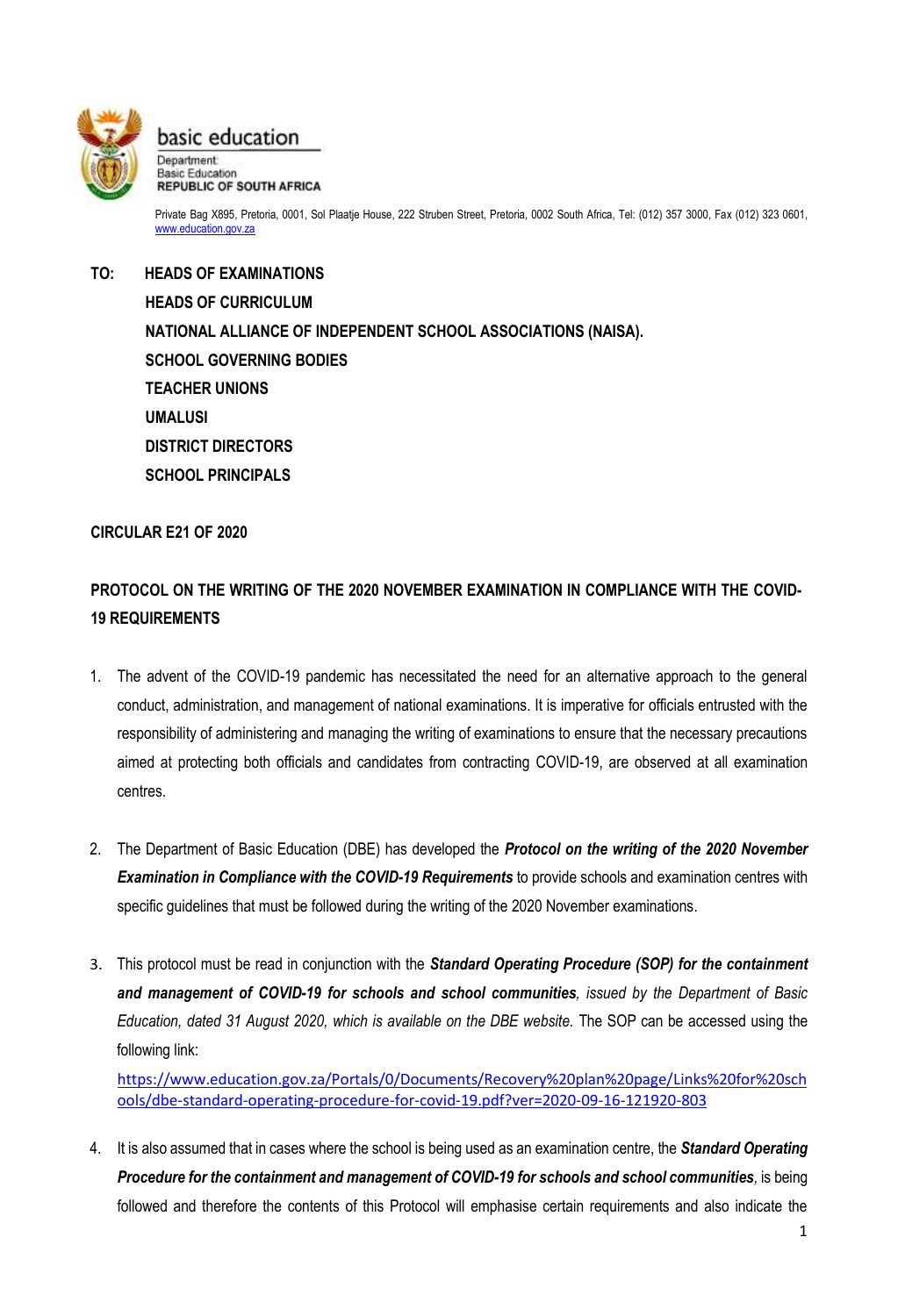basic education

Department:
Basic Education
**REPUBLIC OF SOUTH AFRICA**

Private Bag X895, Pretoria, 0001, Sol Plaatje House, 222 Struben Street, Pretoria, 0002 South Africa, Tel: (012) 357 3000, Fax (012) 323 0601, www.education.gov.za

**TO: HEADS OF EXAMINATIONS**
**HEADS OF CURRICULUM**
**NATIONAL ALLIANCE OF INDEPENDENT SCHOOL ASSOCIATIONS (NAISA).**
**SCHOOL GOVERNING BODIES**
**TEACHER UNIONS**
**UMALUSI**
**DISTRICT DIRECTORS**
**SCHOOL PRINCIPALS**

**CIRCULAR E21 OF 2020**

**PROTOCOL ON THE WRITING OF THE 2020 NOVEMBER EXAMINATION IN COMPLIANCE WITH THE COVID-19 REQUIREMENTS**

1. The advent of the COVID-19 pandemic has necessitated the need for an alternative approach to the general conduct, administration, and management of national examinations. It is imperative for officials entrusted with the responsibility of administering and managing the writing of examinations to ensure that the necessary precautions aimed at protecting both officials and candidates from contracting COVID-19, are observed at all examination centres.

2. The Department of Basic Education (DBE) has developed the ***Protocol on the writing of the 2020 November Examination in Compliance with the COVID-19 Requirements*** to provide schools and examination centres with specific guidelines that must be followed during the writing of the 2020 November examinations.

3. This protocol must be read in conjunction with the ***Standard Operating Procedure (SOP) for the containment and management of COVID-19 for schools and school communities****, issued by the Department of Basic Education, dated 31 August 2020, which is available on the DBE website.* The SOP can be accessed using the following link:
   https://www.education.gov.za/Portals/0/Documents/Recovery%20plan%20page/Links%20for%20schools/dbe-standard-operating-procedure-for-covid-19.pdf?ver=2020-09-16-121920-803

4. It is also assumed that in cases where the school is being used as an examination centre, the ***Standard Operating Procedure for the containment and management of COVID-19 for schools and school communities***, is being followed and therefore the contents of this Protocol will emphasise certain requirements and also indicate the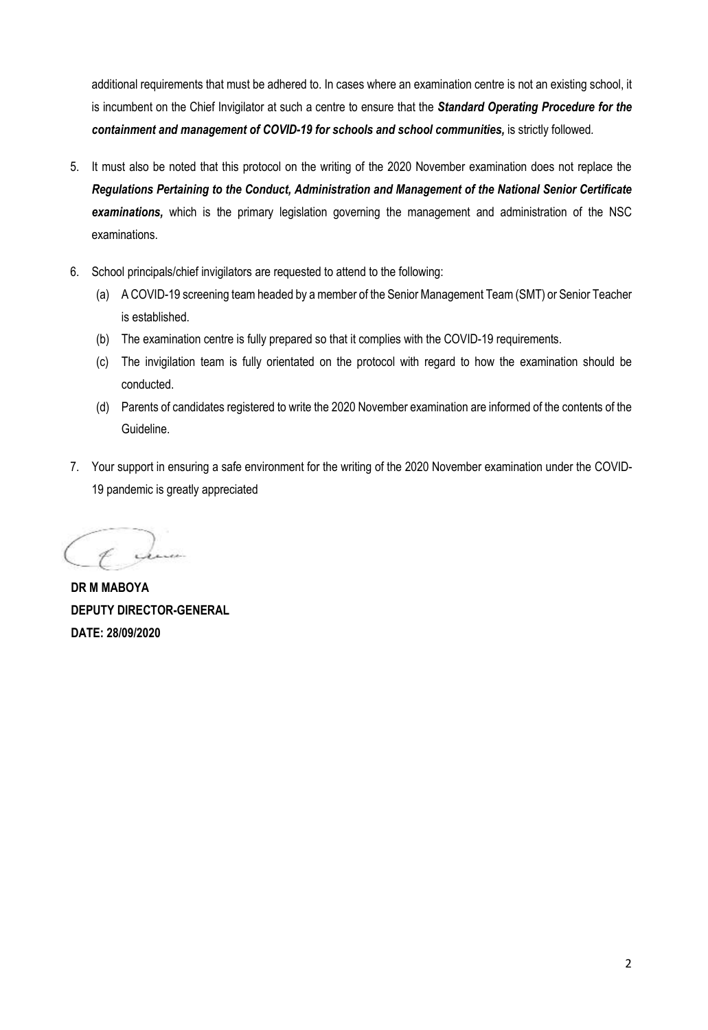additional requirements that must be adhered to. In cases where an examination centre is not an existing school, it is incumbent on the Chief Invigilator at such a centre to ensure that the ***Standard Operating Procedure for the containment and management of COVID-19 for schools and school communities,*** is strictly followed.

5. It must also be noted that this protocol on the writing of the 2020 November examination does not replace the ***Regulations Pertaining to the Conduct, Administration and Management of the National Senior Certificate examinations,*** which is the primary legislation governing the management and administration of the NSC examinations.

6. School principals/chief invigilators are requested to attend to the following:
   (a) A COVID-19 screening team headed by a member of the Senior Management Team (SMT) or Senior Teacher is established.
   (b) The examination centre is fully prepared so that it complies with the COVID-19 requirements.
   (c) The invigilation team is fully orientated on the protocol with regard to how the examination should be conducted.
   (d) Parents of candidates registered to write the 2020 November examination are informed of the contents of the Guideline.

7. Your support in ensuring a safe environment for the writing of the 2020 November examination under the COVID-19 pandemic is greatly appreciated

**DR M MABOYA**
**DEPUTY DIRECTOR-GENERAL**
**DATE: 28/09/2020**